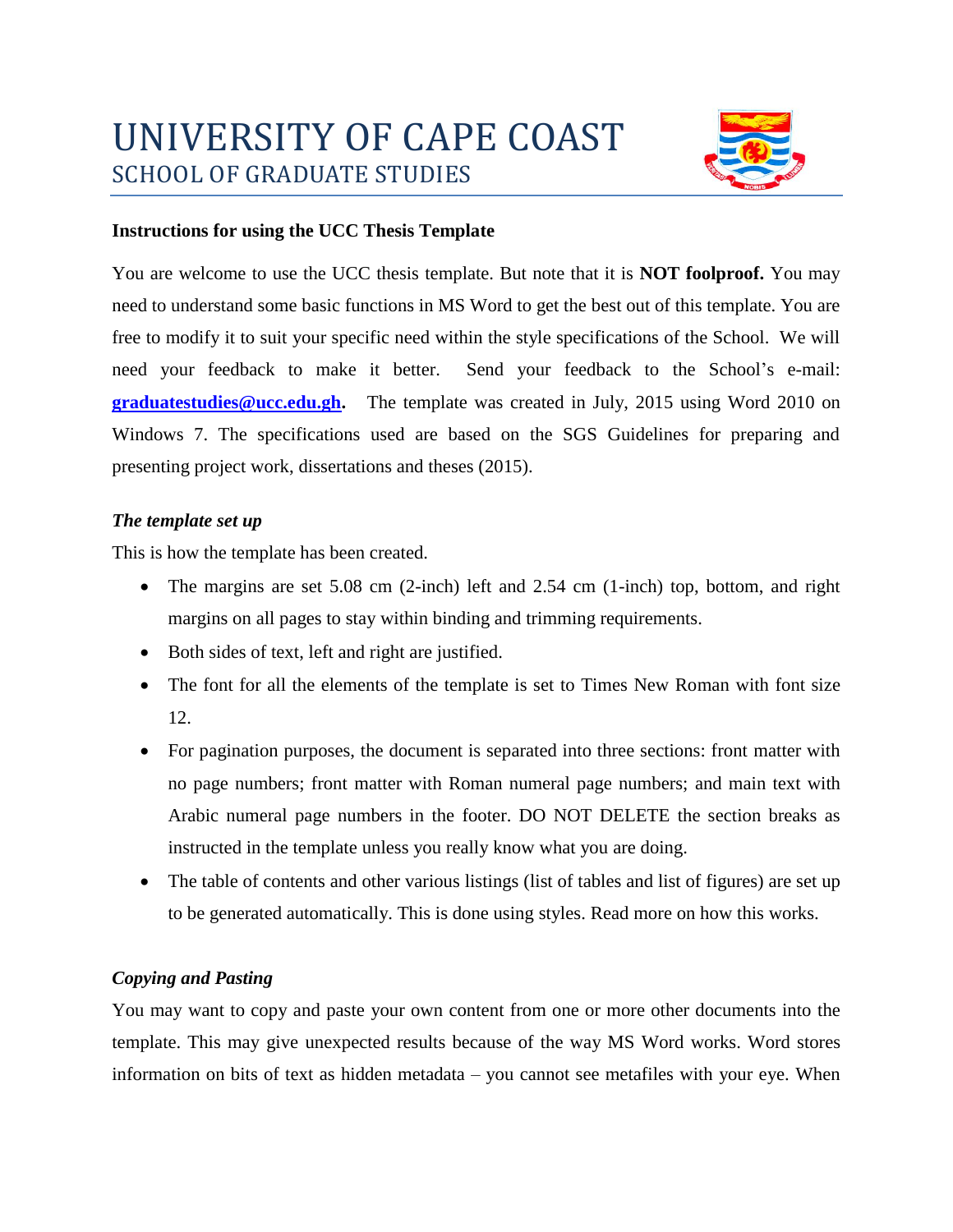# UNIVERSITY OF CAPE COAST
## SCHOOL OF GRADUATE STUDIES

**Instructions for using the UCC Thesis Template**

You are welcome to use the UCC thesis template. But note that it is **NOT foolproof.** You may need to understand some basic functions in MS Word to get the best out of this template. You are free to modify it to suit your specific need within the style specifications of the School. We will need your feedback to make it better. Send your feedback to the School's e-mail: **graduatestudies@ucc.edu.gh.** The template was created in July, 2015 using Word 2010 on Windows 7. The specifications used are based on the SGS Guidelines for preparing and presenting project work, dissertations and theses (2015).

***The template set up***

This is how the template has been created.

- The margins are set 5.08 cm (2-inch) left and 2.54 cm (1-inch) top, bottom, and right margins on all pages to stay within binding and trimming requirements.
- Both sides of text, left and right are justified.
- The font for all the elements of the template is set to Times New Roman with font size 12.
- For pagination purposes, the document is separated into three sections: front matter with no page numbers; front matter with Roman numeral page numbers; and main text with Arabic numeral page numbers in the footer. DO NOT DELETE the section breaks as instructed in the template unless you really know what you are doing.
- The table of contents and other various listings (list of tables and list of figures) are set up to be generated automatically. This is done using styles. Read more on how this works.

***Copying and Pasting***

You may want to copy and paste your own content from one or more other documents into the template. This may give unexpected results because of the way MS Word works. Word stores information on bits of text as hidden metadata – you cannot see metafiles with your eye. When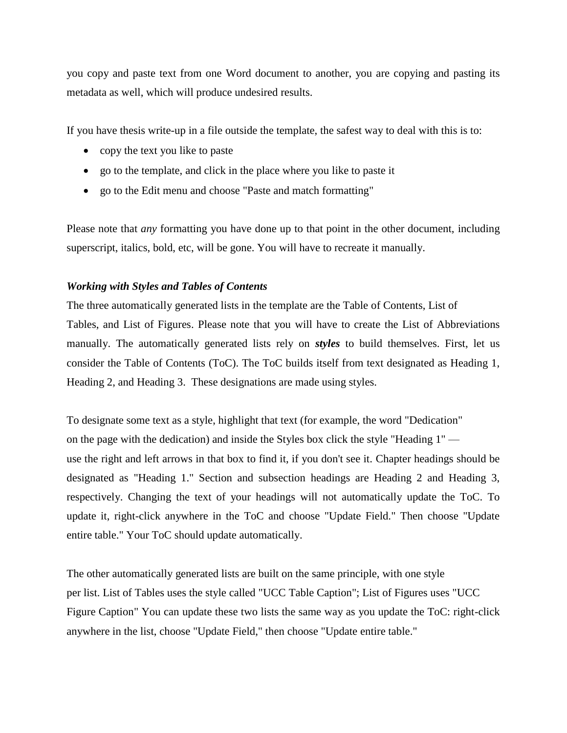you copy and paste text from one Word document to another, you are copying and pasting its metadata as well, which will produce undesired results.

If you have thesis write-up in a file outside the template, the safest way to deal with this is to:

- copy the text you like to paste
- go to the template, and click in the place where you like to paste it
- go to the Edit menu and choose "Paste and match formatting"

Please note that *any* formatting you have done up to that point in the other document, including superscript, italics, bold, etc, will be gone. You will have to recreate it manually.

***Working with Styles and Tables of Contents***

The three automatically generated lists in the template are the Table of Contents, List of Tables, and List of Figures. Please note that you will have to create the List of Abbreviations manually. The automatically generated lists rely on ***styles*** to build themselves. First, let us consider the Table of Contents (ToC). The ToC builds itself from text designated as Heading 1, Heading 2, and Heading 3. These designations are made using styles.

To designate some text as a style, highlight that text (for example, the word "Dedication" on the page with the dedication) and inside the Styles box click the style "Heading 1" — use the right and left arrows in that box to find it, if you don't see it. Chapter headings should be designated as "Heading 1." Section and subsection headings are Heading 2 and Heading 3, respectively. Changing the text of your headings will not automatically update the ToC. To update it, right-click anywhere in the ToC and choose "Update Field." Then choose "Update entire table." Your ToC should update automatically.

The other automatically generated lists are built on the same principle, with one style per list. List of Tables uses the style called "UCC Table Caption"; List of Figures uses "UCC Figure Caption" You can update these two lists the same way as you update the ToC: right-click anywhere in the list, choose "Update Field," then choose "Update entire table."